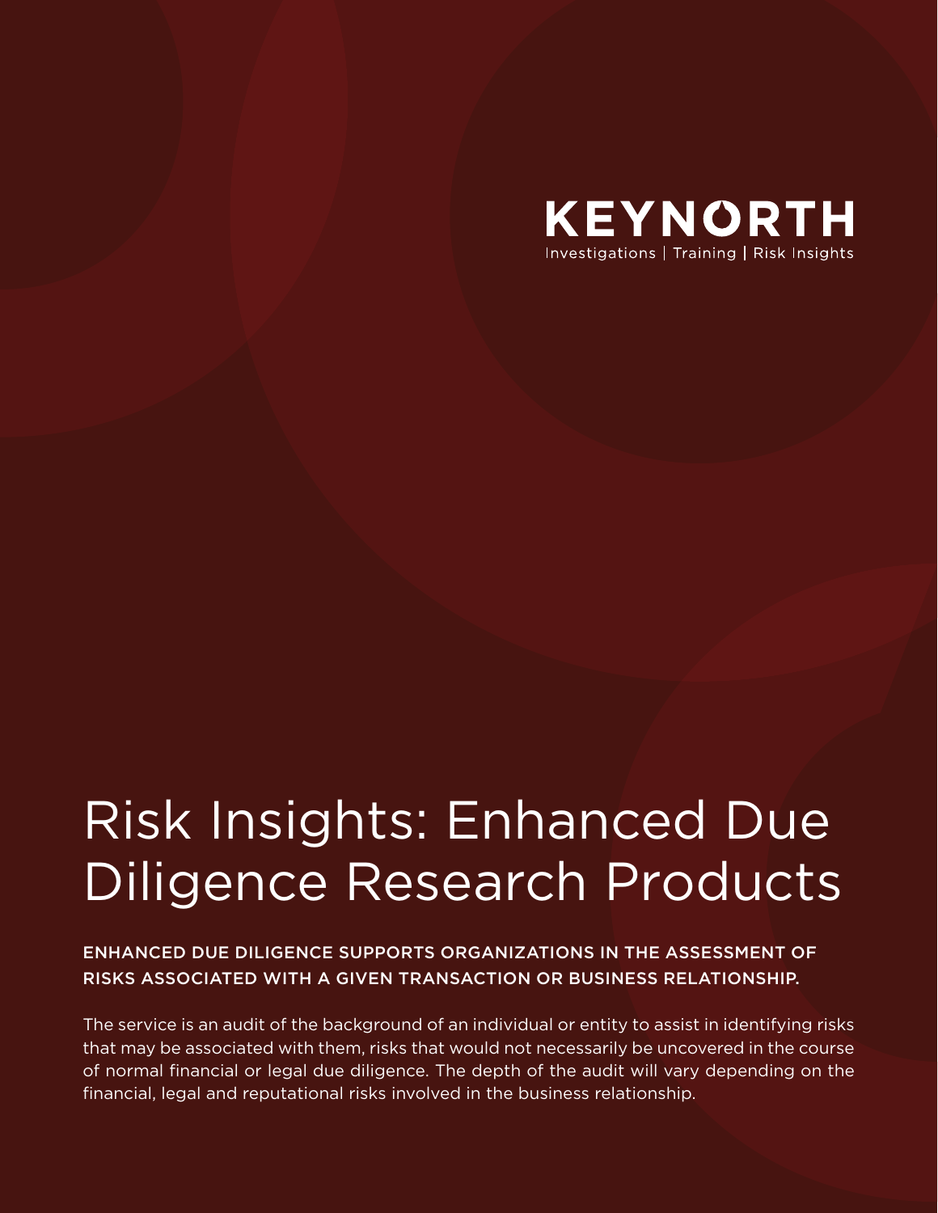KEYNORTH

Investigations | Training | Risk Insights

# Risk Insights: Enhanced Due Diligence Research Products

ENHANCED DUE DILIGENCE SUPPORTS ORGANIZATIONS IN THE ASSESSMENT OF RISKS ASSOCIATED WITH A GIVEN TRANSACTION OR BUSINESS RELATIONSHIP.

The service is an audit of the background of an individual or entity to assist in identifying risks that may be associated with them, risks that would not necessarily be uncovered in the course of normal financial or legal due diligence. The depth of the audit will vary depending on the financial, legal and reputational risks involved in the business relationship.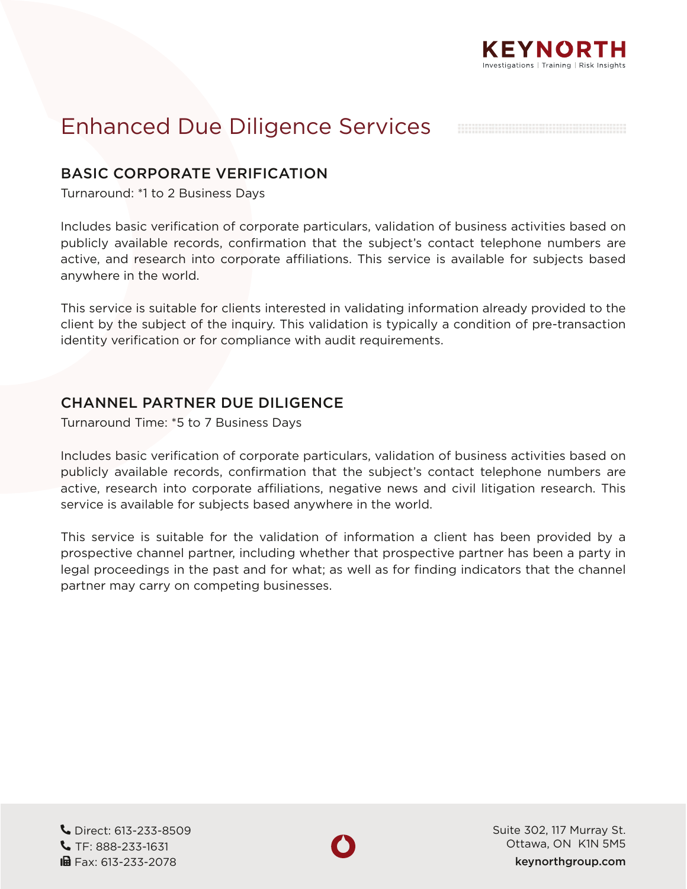# Enhanced Due Diligence Services

## BASIC CORPORATE VERIFICATION

Turnaround: *1 to 2 Business Days

Includes basic verification of corporate particulars, validation of business activities based on publicly available records, confirmation that the subject's contact telephone numbers are active, and research into corporate affiliations. This service is available for subjects based anywhere in the world.

This service is suitable for clients interested in validating information already provided to the client by the subject of the inquiry. This validation is typically a condition of pre-transaction identity verification or for compliance with audit requirements.

## CHANNEL PARTNER DUE DILIGENCE

Turnaround Time: *5 to 7 Business Days

Includes basic verification of corporate particulars, validation of business activities based on publicly available records, confirmation that the subject's contact telephone numbers are active, research into corporate affiliations, negative news and civil litigation research. This service is available for subjects based anywhere in the world.

This service is suitable for the validation of information a client has been provided by a prospective channel partner, including whether that prospective partner has been a party in legal proceedings in the past and for what; as well as for finding indicators that the channel partner may carry on competing businesses.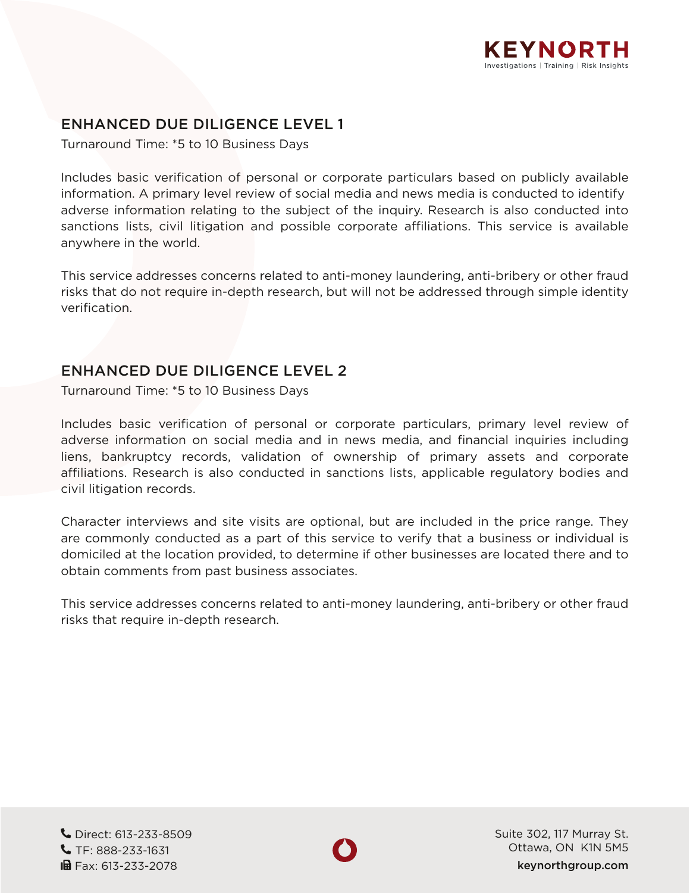## ENHANCED DUE DILIGENCE LEVEL 1

Turnaround Time: *5 to 10 Business Days

Includes basic verification of personal or corporate particulars based on publicly available information. A primary level review of social media and news media is conducted to identify adverse information relating to the subject of the inquiry. Research is also conducted into sanctions lists, civil litigation and possible corporate affiliations. This service is available anywhere in the world.

This service addresses concerns related to anti-money laundering, anti-bribery or other fraud risks that do not require in-depth research, but will not be addressed through simple identity verification.

## ENHANCED DUE DILIGENCE LEVEL 2

Turnaround Time: *5 to 10 Business Days

Includes basic verification of personal or corporate particulars, primary level review of adverse information on social media and in news media, and financial inquiries including liens, bankruptcy records, validation of ownership of primary assets and corporate affiliations. Research is also conducted in sanctions lists, applicable regulatory bodies and civil litigation records.

Character interviews and site visits are optional, but are included in the price range. They are commonly conducted as a part of this service to verify that a business or individual is domiciled at the location provided, to determine if other businesses are located there and to obtain comments from past business associates.

This service addresses concerns related to anti-money laundering, anti-bribery or other fraud risks that require in-depth research.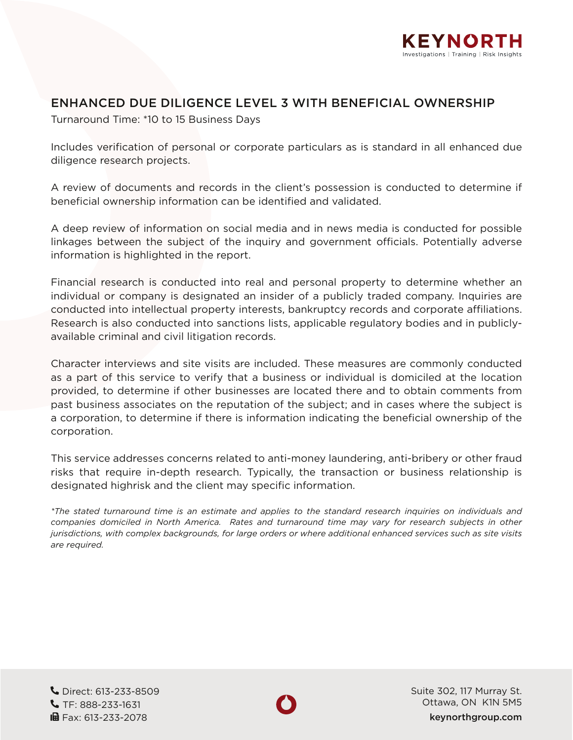## ENHANCED DUE DILIGENCE LEVEL 3 WITH BENEFICIAL OWNERSHIP

Turnaround Time: *10 to 15 Business Days

Includes verification of personal or corporate particulars as is standard in all enhanced due diligence research projects.

A review of documents and records in the client's possession is conducted to determine if beneficial ownership information can be identified and validated.

A deep review of information on social media and in news media is conducted for possible linkages between the subject of the inquiry and government officials. Potentially adverse information is highlighted in the report.

Financial research is conducted into real and personal property to determine whether an individual or company is designated an insider of a publicly traded company. Inquiries are conducted into intellectual property interests, bankruptcy records and corporate affiliations. Research is also conducted into sanctions lists, applicable regulatory bodies and in publicly-available criminal and civil litigation records.

Character interviews and site visits are included. These measures are commonly conducted as a part of this service to verify that a business or individual is domiciled at the location provided, to determine if other businesses are located there and to obtain comments from past business associates on the reputation of the subject; and in cases where the subject is a corporation, to determine if there is information indicating the beneficial ownership of the corporation.

This service addresses concerns related to anti-money laundering, anti-bribery or other fraud risks that require in-depth research. Typically, the transaction or business relationship is designated highrisk and the client may specific information.

*\*The stated turnaround time is an estimate and applies to the standard research inquiries on individuals and companies domiciled in North America. Rates and turnaround time may vary for research subjects in other jurisdictions, with complex backgrounds, for large orders or where additional enhanced services such as site visits are required.*

Direct: 613-233-8509
TF: 888-233-1631
Fax: 613-233-2078

Suite 302, 117 Murray St.
Ottawa, ON K1N 5M5
keynorthgroup.com